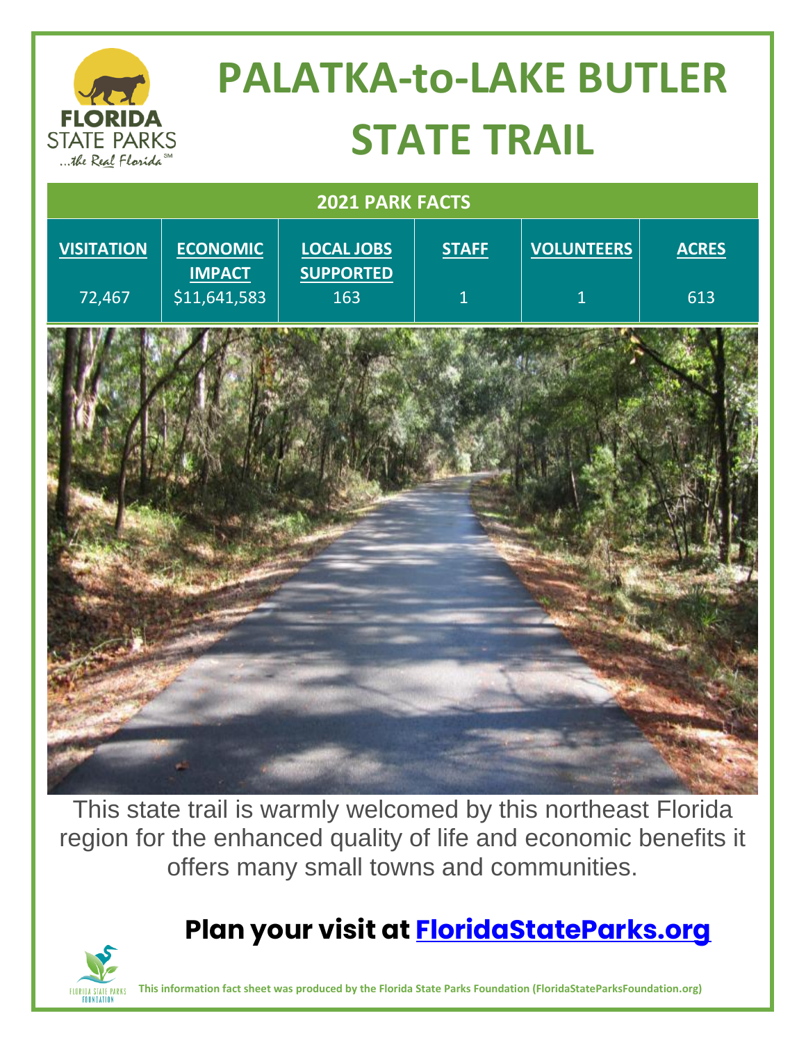# PALATKA-to-LAKE BUTLER STATE TRAIL

## 2021 PARK FACTS

| VISITATION | ECONOMIC IMPACT | LOCAL JOBS SUPPORTED | STAFF | VOLUNTEERS | ACRES |
|---|---|---|---|---|---|
| 72,467 | $11,641,583 | 163 | 1 | 1 | 613 |

This state trail is warmly welcomed by this northeast Florida region for the enhanced quality of life and economic benefits it offers many small towns and communities.

## Plan your visit at [FloridaStateParks.org](https://FloridaStateParks.org)

**This information fact sheet was produced by the Florida State Parks Foundation (FloridaStateParksFoundation.org)**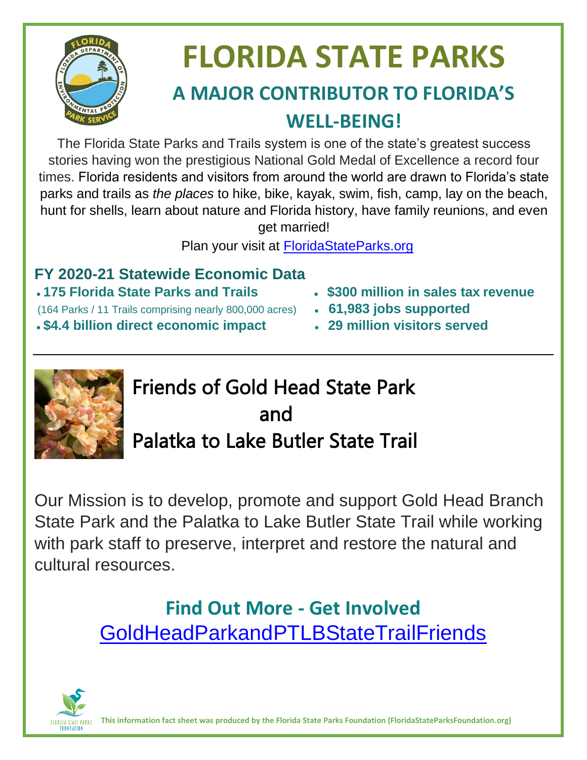# FLORIDA STATE PARKS

## A MAJOR CONTRIBUTOR TO FLORIDA'S WELL-BEING!

The Florida State Parks and Trails system is one of the state's greatest success stories having won the prestigious National Gold Medal of Excellence a record four times. Florida residents and visitors from around the world are drawn to Florida's state parks and trails as *the places* to hike, bike, kayak, swim, fish, camp, lay on the beach, hunt for shells, learn about nature and Florida history, have family reunions, and even get married!

Plan your visit at FloridaStateParks.org

### FY 2020-21 Statewide Economic Data

- **175 Florida State Parks and Trails**
  (164 Parks / 11 Trails comprising nearly 800,000 acres)
- **$4.4 billion direct economic impact**
- **$300 million in sales tax revenue**
- **61,983 jobs supported**
- **29 million visitors served**

---

## Friends of Gold Head State Park and Palatka to Lake Butler State Trail

Our Mission is to develop, promote and support Gold Head Branch State Park and the Palatka to Lake Butler State Trail while working with park staff to preserve, interpret and restore the natural and cultural resources.

### Find Out More - Get Involved

GoldHeadParkandPTLBStateTrailFriends

**This information fact sheet was produced by the Florida State Parks Foundation (FloridaStateParksFoundation.org)**